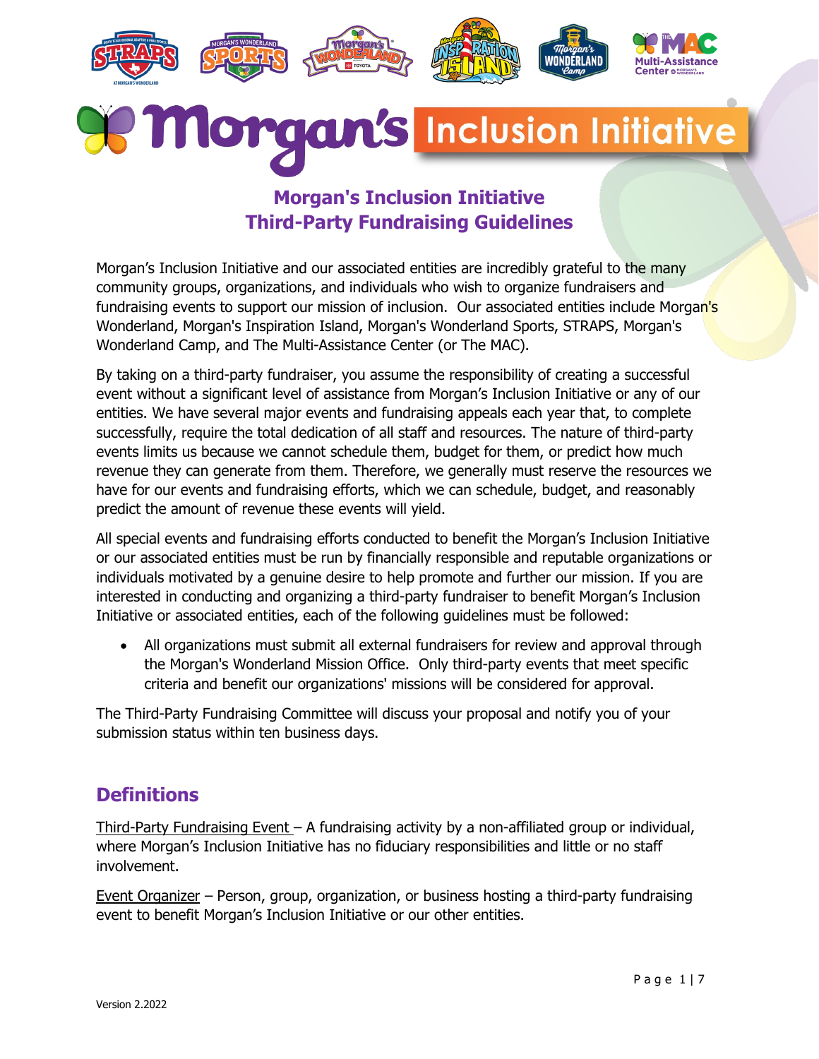# Morgan's Inclusion Initiative

## Morgan's Inclusion Initiative
## Third-Party Fundraising Guidelines

Morgan's Inclusion Initiative and our associated entities are incredibly grateful to the many community groups, organizations, and individuals who wish to organize fundraisers and fundraising events to support our mission of inclusion. Our associated entities include Morgan's Wonderland, Morgan's Inspiration Island, Morgan's Wonderland Sports, STRAPS, Morgan's Wonderland Camp, and The Multi-Assistance Center (or The MAC).

By taking on a third-party fundraiser, you assume the responsibility of creating a successful event without a significant level of assistance from Morgan's Inclusion Initiative or any of our entities. We have several major events and fundraising appeals each year that, to complete successfully, require the total dedication of all staff and resources. The nature of third-party events limits us because we cannot schedule them, budget for them, or predict how much revenue they can generate from them. Therefore, we generally must reserve the resources we have for our events and fundraising efforts, which we can schedule, budget, and reasonably predict the amount of revenue these events will yield.

All special events and fundraising efforts conducted to benefit the Morgan's Inclusion Initiative or our associated entities must be run by financially responsible and reputable organizations or individuals motivated by a genuine desire to help promote and further our mission. If you are interested in conducting and organizing a third-party fundraiser to benefit Morgan's Inclusion Initiative or associated entities, each of the following guidelines must be followed:

- All organizations must submit all external fundraisers for review and approval through the Morgan's Wonderland Mission Office. Only third-party events that meet specific criteria and benefit our organizations' missions will be considered for approval.

The Third-Party Fundraising Committee will discuss your proposal and notify you of your submission status within ten business days.

## Definitions

Third-Party Fundraising Event – A fundraising activity by a non-affiliated group or individual, where Morgan's Inclusion Initiative has no fiduciary responsibilities and little or no staff involvement.

Event Organizer – Person, group, organization, or business hosting a third-party fundraising event to benefit Morgan's Inclusion Initiative or our other entities.

Version 2.2022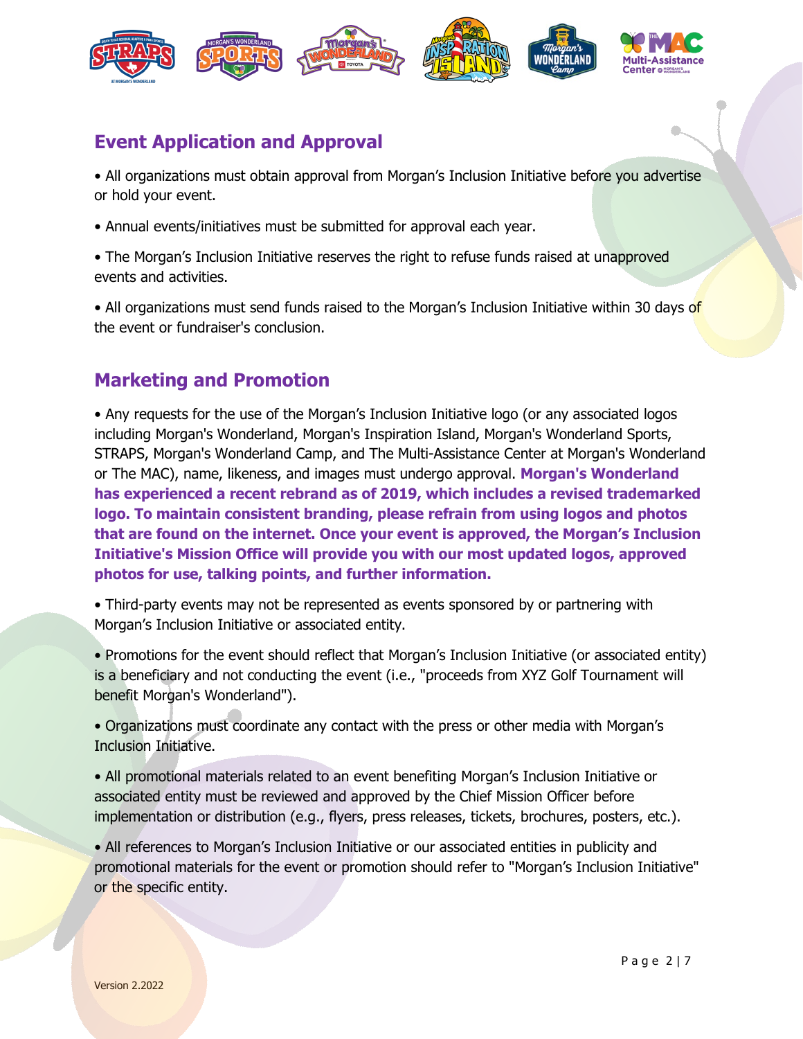## Event Application and Approval

- All organizations must obtain approval from Morgan's Inclusion Initiative before you advertise or hold your event.
- Annual events/initiatives must be submitted for approval each year.
- The Morgan's Inclusion Initiative reserves the right to refuse funds raised at unapproved events and activities.
- All organizations must send funds raised to the Morgan's Inclusion Initiative within 30 days of the event or fundraiser's conclusion.

## Marketing and Promotion

- Any requests for the use of the Morgan's Inclusion Initiative logo (or any associated logos including Morgan's Wonderland, Morgan's Inspiration Island, Morgan's Wonderland Sports, STRAPS, Morgan's Wonderland Camp, and The Multi-Assistance Center at Morgan's Wonderland or The MAC), name, likeness, and images must undergo approval. **Morgan's Wonderland has experienced a recent rebrand as of 2019, which includes a revised trademarked logo. To maintain consistent branding, please refrain from using logos and photos that are found on the internet. Once your event is approved, the Morgan's Inclusion Initiative's Mission Office will provide you with our most updated logos, approved photos for use, talking points, and further information.**
- Third-party events may not be represented as events sponsored by or partnering with Morgan's Inclusion Initiative or associated entity.
- Promotions for the event should reflect that Morgan's Inclusion Initiative (or associated entity) is a beneficiary and not conducting the event (i.e., "proceeds from XYZ Golf Tournament will benefit Morgan's Wonderland").
- Organizations must coordinate any contact with the press or other media with Morgan's Inclusion Initiative.
- All promotional materials related to an event benefiting Morgan's Inclusion Initiative or associated entity must be reviewed and approved by the Chief Mission Officer before implementation or distribution (e.g., flyers, press releases, tickets, brochures, posters, etc.).
- All references to Morgan's Inclusion Initiative or our associated entities in publicity and promotional materials for the event or promotion should refer to "Morgan's Inclusion Initiative" or the specific entity.

Version 2.2022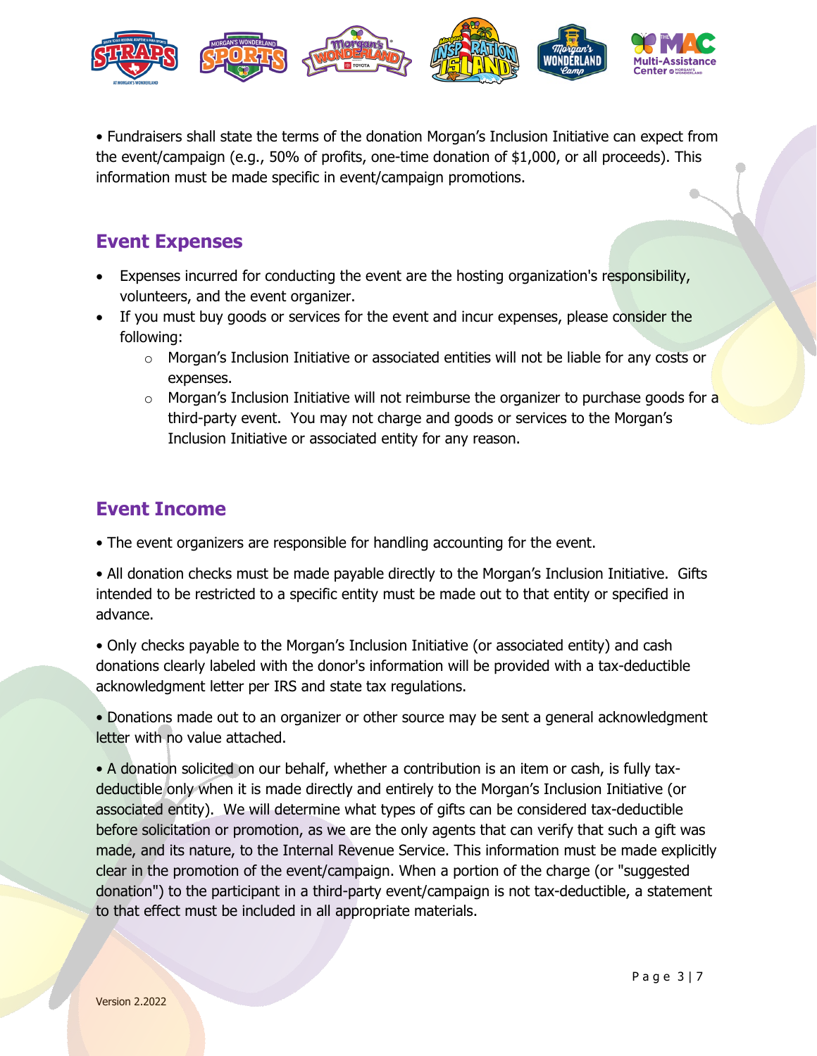• Fundraisers shall state the terms of the donation Morgan's Inclusion Initiative can expect from the event/campaign (e.g., 50% of profits, one-time donation of $1,000, or all proceeds). This information must be made specific in event/campaign promotions.

## Event Expenses

- Expenses incurred for conducting the event are the hosting organization's responsibility, volunteers, and the event organizer.
- If you must buy goods or services for the event and incur expenses, please consider the following:
  - Morgan's Inclusion Initiative or associated entities will not be liable for any costs or expenses.
  - Morgan's Inclusion Initiative will not reimburse the organizer to purchase goods for a third-party event. You may not charge and goods or services to the Morgan's Inclusion Initiative or associated entity for any reason.

## Event Income

• The event organizers are responsible for handling accounting for the event.

• All donation checks must be made payable directly to the Morgan's Inclusion Initiative. Gifts intended to be restricted to a specific entity must be made out to that entity or specified in advance.

• Only checks payable to the Morgan's Inclusion Initiative (or associated entity) and cash donations clearly labeled with the donor's information will be provided with a tax-deductible acknowledgment letter per IRS and state tax regulations.

• Donations made out to an organizer or other source may be sent a general acknowledgment letter with no value attached.

• A donation solicited on our behalf, whether a contribution is an item or cash, is fully tax-deductible only when it is made directly and entirely to the Morgan's Inclusion Initiative (or associated entity). We will determine what types of gifts can be considered tax-deductible before solicitation or promotion, as we are the only agents that can verify that such a gift was made, and its nature, to the Internal Revenue Service. This information must be made explicitly clear in the promotion of the event/campaign. When a portion of the charge (or "suggested donation") to the participant in a third-party event/campaign is not tax-deductible, a statement to that effect must be included in all appropriate materials.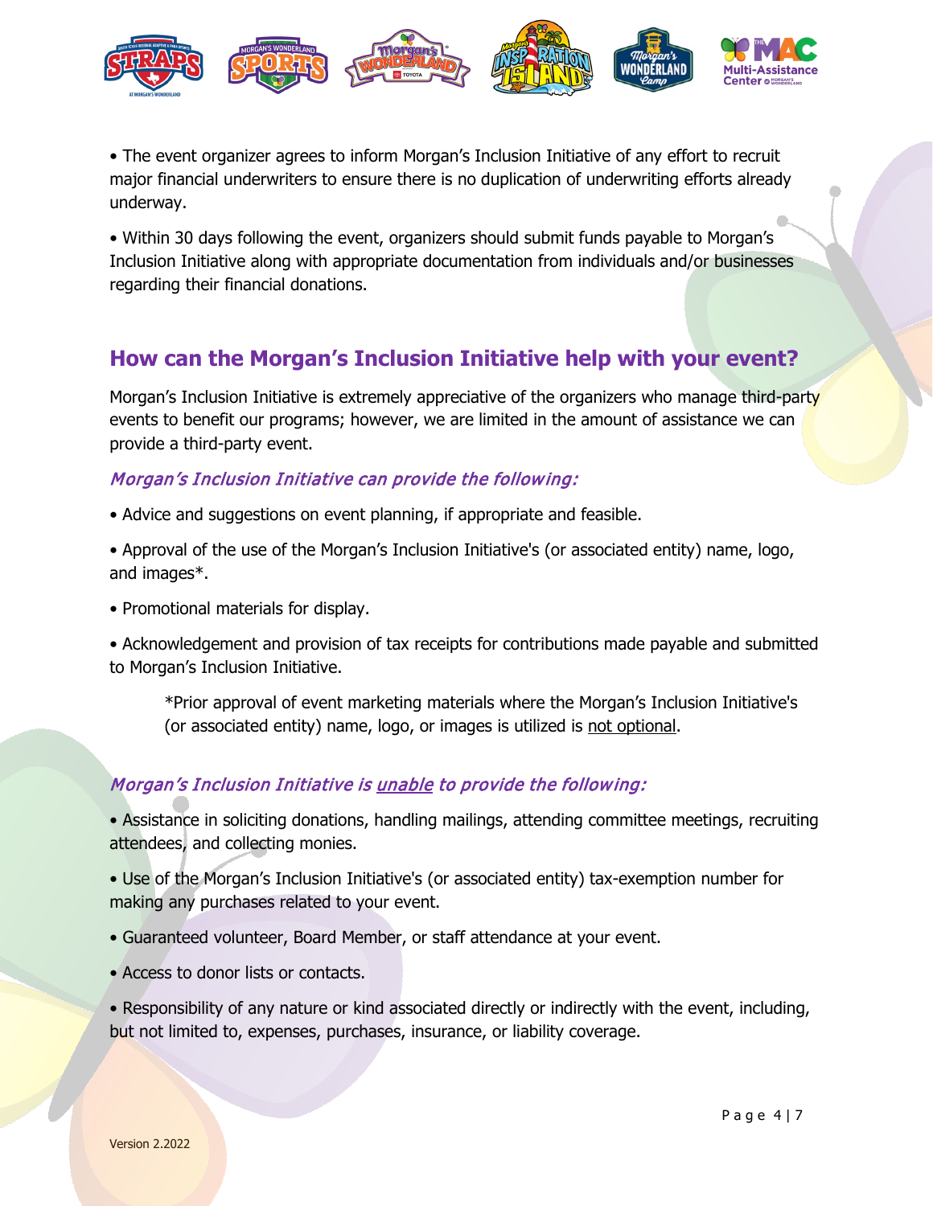• The event organizer agrees to inform Morgan's Inclusion Initiative of any effort to recruit major financial underwriters to ensure there is no duplication of underwriting efforts already underway.

• Within 30 days following the event, organizers should submit funds payable to Morgan's Inclusion Initiative along with appropriate documentation from individuals and/or businesses regarding their financial donations.

## How can the Morgan's Inclusion Initiative help with your event?

Morgan's Inclusion Initiative is extremely appreciative of the organizers who manage third-party events to benefit our programs; however, we are limited in the amount of assistance we can provide a third-party event.

### *Morgan's Inclusion Initiative can provide the following:*

• Advice and suggestions on event planning, if appropriate and feasible.

• Approval of the use of the Morgan's Inclusion Initiative's (or associated entity) name, logo, and images*.

• Promotional materials for display.

• Acknowledgement and provision of tax receipts for contributions made payable and submitted to Morgan's Inclusion Initiative.

> *Prior approval of event marketing materials where the Morgan's Inclusion Initiative's (or associated entity) name, logo, or images is utilized is not optional.

### *Morgan's Inclusion Initiative is unable to provide the following:*

• Assistance in soliciting donations, handling mailings, attending committee meetings, recruiting attendees, and collecting monies.

• Use of the Morgan's Inclusion Initiative's (or associated entity) tax-exemption number for making any purchases related to your event.

• Guaranteed volunteer, Board Member, or staff attendance at your event.

• Access to donor lists or contacts.

• Responsibility of any nature or kind associated directly or indirectly with the event, including, but not limited to, expenses, purchases, insurance, or liability coverage.

Version 2.2022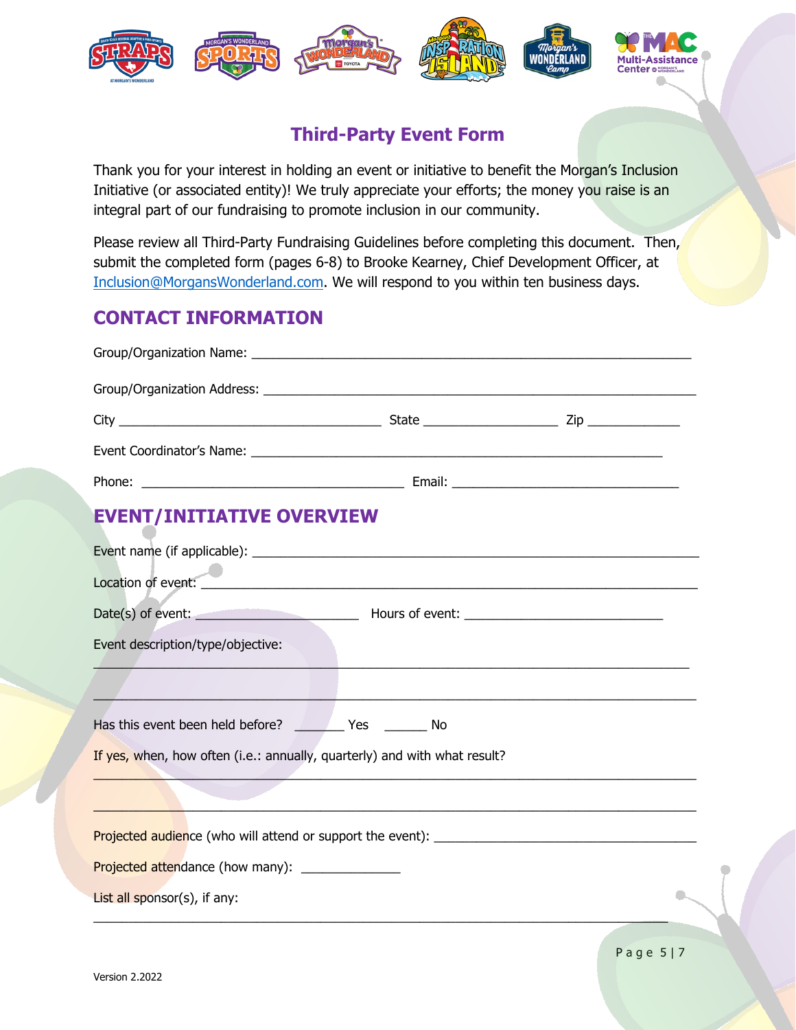# Third-Party Event Form

Thank you for your interest in holding an event or initiative to benefit the Morgan's Inclusion Initiative (or associated entity)! We truly appreciate your efforts; the money you raise is an integral part of our fundraising to promote inclusion in our community.

Please review all Third-Party Fundraising Guidelines before completing this document. Then, submit the completed form (pages 6-8) to Brooke Kearney, Chief Development Officer, at Inclusion@MorgansWonderland.com. We will respond to you within ten business days.

## CONTACT INFORMATION

Group/Organization Name: ____________________________________________________________

Group/Organization Address: __________________________________________________________

City ____________________________________ State __________________ Zip _____________

Event Coordinator's Name: ________________________________________________________

Phone: ____________________________________ Email: ______________________________

## EVENT/INITIATIVE OVERVIEW

Event name (if applicable): ____________________________________________________________

Location of event: ___________________________________________________________________

Date(s) of event: ______________________ Hours of event: ___________________________

Event description/type/objective:

________________________________________________________________________________

________________________________________________________________________________

Has this event been held before? _______ Yes ______ No

If yes, when, how often (i.e.: annually, quarterly) and with what result?

________________________________________________________________________________

________________________________________________________________________________

Projected audience (who will attend or support the event): ______________________________

Projected attendance (how many): _____________

List all sponsor(s), if any:

________________________________________________________________________________

Version 2.2022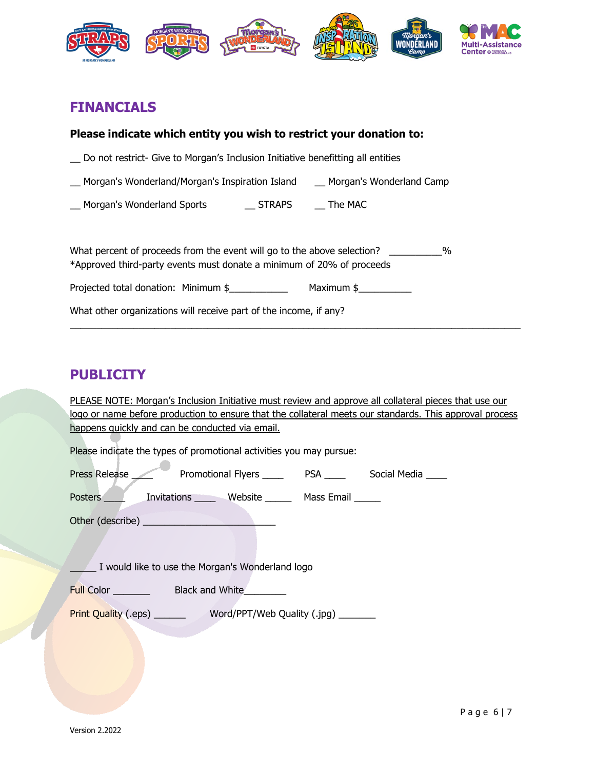## FINANCIALS

**Please indicate which entity you wish to restrict your donation to:**

__ Do not restrict- Give to Morgan's Inclusion Initiative benefitting all entities

__ Morgan's Wonderland/Morgan's Inspiration Island __ Morgan's Wonderland Camp

__ Morgan's Wonderland Sports __ STRAPS __ The MAC

What percent of proceeds from the event will go to the above selection? __________%
*Approved third-party events must donate a minimum of 20% of proceeds

Projected total donation: Minimum $___________ Maximum $__________

What other organizations will receive part of the income, if any?

___________________________________________________________________________________

## PUBLICITY

<u>PLEASE NOTE: Morgan's Inclusion Initiative must review and approve all collateral pieces that use our logo or name before production to ensure that the collateral meets our standards. This approval process happens quickly and can be conducted via email.</u>

Please indicate the types of promotional activities you may pursue:

Press Release ____ Promotional Flyers ____ PSA ____ Social Media ____

Posters ____ Invitations ____ Website _____ Mass Email _____

Other (describe) __________________________

_____ I would like to use the Morgan's Wonderland logo

Full Color _______ Black and White________

Print Quality (.eps) ______ Word/PPT/Web Quality (.jpg) _______

Version 2.2022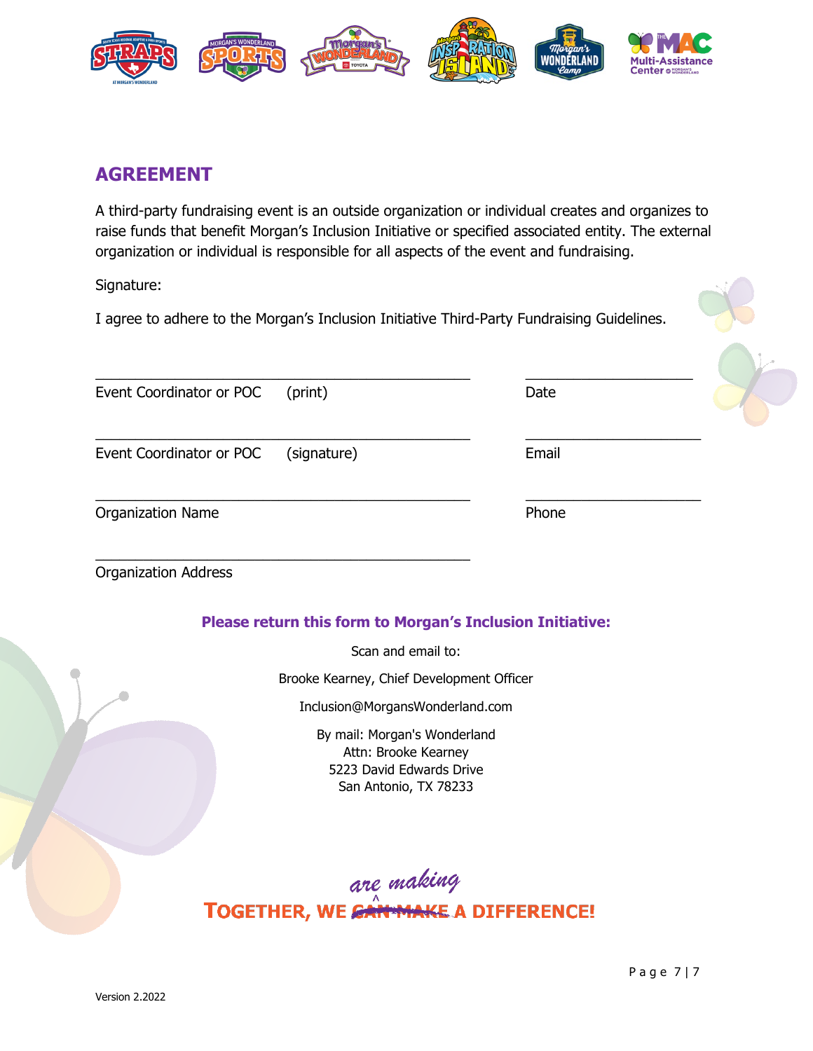## AGREEMENT

A third-party fundraising event is an outside organization or individual creates and organizes to raise funds that benefit Morgan's Inclusion Initiative or specified associated entity. The external organization or individual is responsible for all aspects of the event and fundraising.

Signature:

I agree to adhere to the Morgan's Inclusion Initiative Third-Party Fundraising Guidelines.

_______________________________________________ &nbsp;&nbsp;&nbsp; _____________________

Event Coordinator or POC (print) &nbsp;&nbsp;&nbsp; Date

_______________________________________________ &nbsp;&nbsp;&nbsp; _____________________

Event Coordinator or POC (signature) &nbsp;&nbsp;&nbsp; Email

_______________________________________________ &nbsp;&nbsp;&nbsp; _____________________

Organization Name &nbsp;&nbsp;&nbsp; Phone

_______________________________________________

Organization Address

**Please return this form to Morgan's Inclusion Initiative:**

Scan and email to:

Brooke Kearney, Chief Development Officer

Inclusion@MorgansWonderland.com

By mail: Morgan's Wonderland
Attn: Brooke Kearney
5223 David Edwards Drive
San Antonio, TX 78233

**TOGETHER, WE ~~CAN MAKE~~ *are making* A DIFFERENCE!**

Version 2.2022